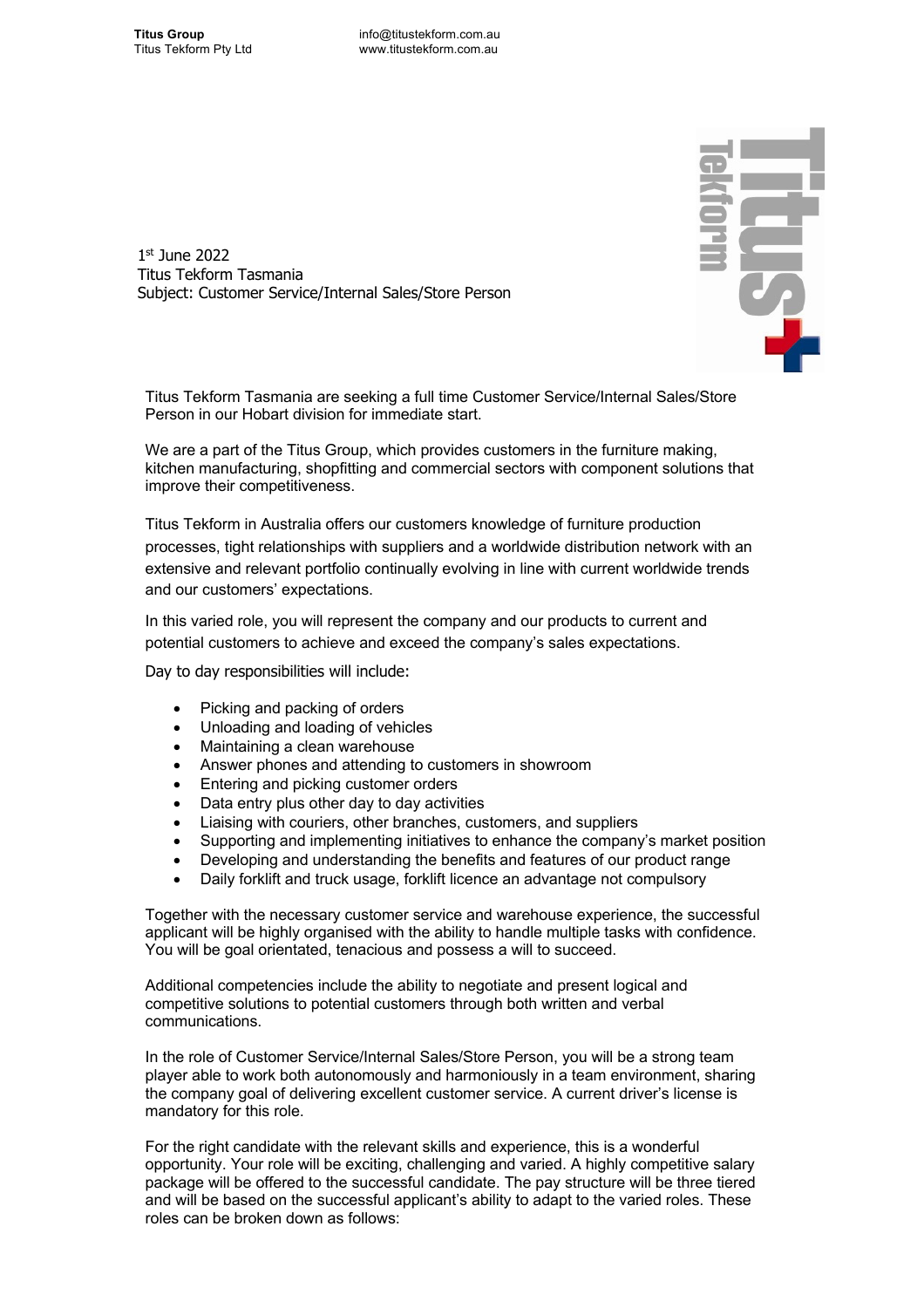**Titus Group**
Titus Tekform Pty Ltd

info@titustekform.com.au
www.titustekform.com.au

1st June 2022
Titus Tekform Tasmania
Subject: Customer Service/Internal Sales/Store Person

Titus Tekform Tasmania are seeking a full time Customer Service/Internal Sales/Store Person in our Hobart division for immediate start.

We are a part of the Titus Group, which provides customers in the furniture making, kitchen manufacturing, shopfitting and commercial sectors with component solutions that improve their competitiveness.

Titus Tekform in Australia offers our customers knowledge of furniture production processes, tight relationships with suppliers and a worldwide distribution network with an extensive and relevant portfolio continually evolving in line with current worldwide trends and our customers' expectations.

In this varied role, you will represent the company and our products to current and potential customers to achieve and exceed the company's sales expectations.

Day to day responsibilities will include:

- Picking and packing of orders
- Unloading and loading of vehicles
- Maintaining a clean warehouse
- Answer phones and attending to customers in showroom
- Entering and picking customer orders
- Data entry plus other day to day activities
- Liaising with couriers, other branches, customers, and suppliers
- Supporting and implementing initiatives to enhance the company's market position
- Developing and understanding the benefits and features of our product range
- Daily forklift and truck usage, forklift licence an advantage not compulsory

Together with the necessary customer service and warehouse experience, the successful applicant will be highly organised with the ability to handle multiple tasks with confidence. You will be goal orientated, tenacious and possess a will to succeed.

Additional competencies include the ability to negotiate and present logical and competitive solutions to potential customers through both written and verbal communications.

In the role of Customer Service/Internal Sales/Store Person, you will be a strong team player able to work both autonomously and harmoniously in a team environment, sharing the company goal of delivering excellent customer service. A current driver's license is mandatory for this role.

For the right candidate with the relevant skills and experience, this is a wonderful opportunity. Your role will be exciting, challenging and varied. A highly competitive salary package will be offered to the successful candidate. The pay structure will be three tiered and will be based on the successful applicant's ability to adapt to the varied roles. These roles can be broken down as follows: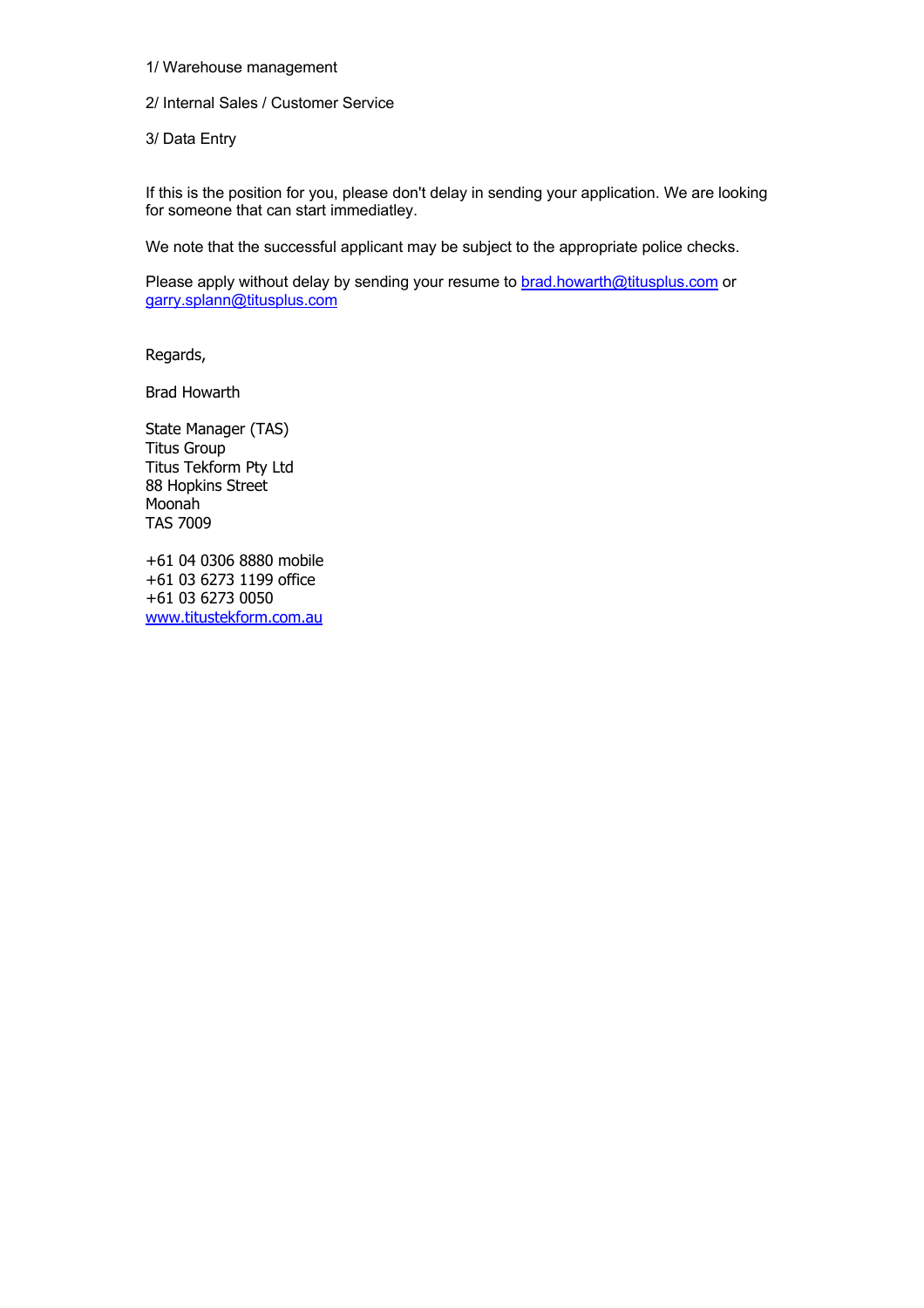1/ Warehouse management

2/ Internal Sales / Customer Service

3/ Data Entry

If this is the position for you, please don't delay in sending your application. We are looking for someone that can start immediatley.

We note that the successful applicant may be subject to the appropriate police checks.

Please apply without delay by sending your resume to brad.howarth@titusplus.com or garry.splann@titusplus.com

Regards,

Brad Howarth

State Manager (TAS)
Titus Group
Titus Tekform Pty Ltd
88 Hopkins Street
Moonah
TAS 7009

+61 04 0306 8880 mobile
+61 03 6273 1199 office
+61 03 6273 0050
www.titustekform.com.au